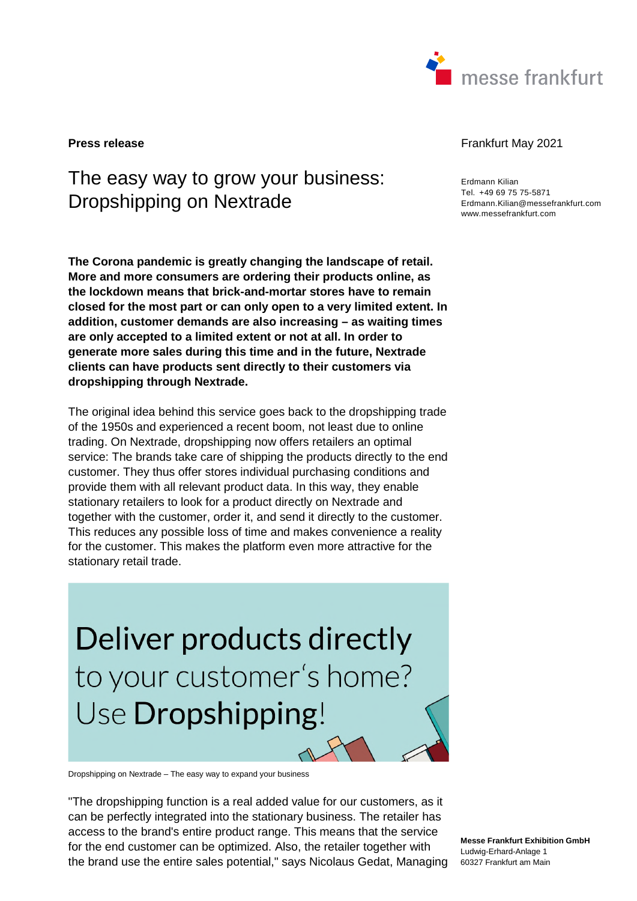**Press release**

Frankfurt May 2021

Erdmann Kilian
Tel. +49 69 75 75-5871
Erdmann.Kilian@messefrankfurt.com
www.messefrankfurt.com

# The easy way to grow your business: Dropshipping on Nextrade

**The Corona pandemic is greatly changing the landscape of retail. More and more consumers are ordering their products online, as the lockdown means that brick-and-mortar stores have to remain closed for the most part or can only open to a very limited extent. In addition, customer demands are also increasing – as waiting times are only accepted to a limited extent or not at all. In order to generate more sales during this time and in the future, Nextrade clients can have products sent directly to their customers via dropshipping through Nextrade.**

The original idea behind this service goes back to the dropshipping trade of the 1950s and experienced a recent boom, not least due to online trading. On Nextrade, dropshipping now offers retailers an optimal service: The brands take care of shipping the products directly to the end customer. They thus offer stores individual purchasing conditions and provide them with all relevant product data. In this way, they enable stationary retailers to look for a product directly on Nextrade and together with the customer, order it, and send it directly to the customer. This reduces any possible loss of time and makes convenience a reality for the customer. This makes the platform even more attractive for the stationary retail trade.

Deliver products directly to your customer's home? Use Dropshipping!

Dropshipping on Nextrade – The easy way to expand your business

"The dropshipping function is a real added value for our customers, as it can be perfectly integrated into the stationary business. The retailer has access to the brand's entire product range. This means that the service for the end customer can be optimized. Also, the retailer together with the brand use the entire sales potential," says Nicolaus Gedat, Managing

**Messe Frankfurt Exhibition GmbH**
Ludwig-Erhard-Anlage 1
60327 Frankfurt am Main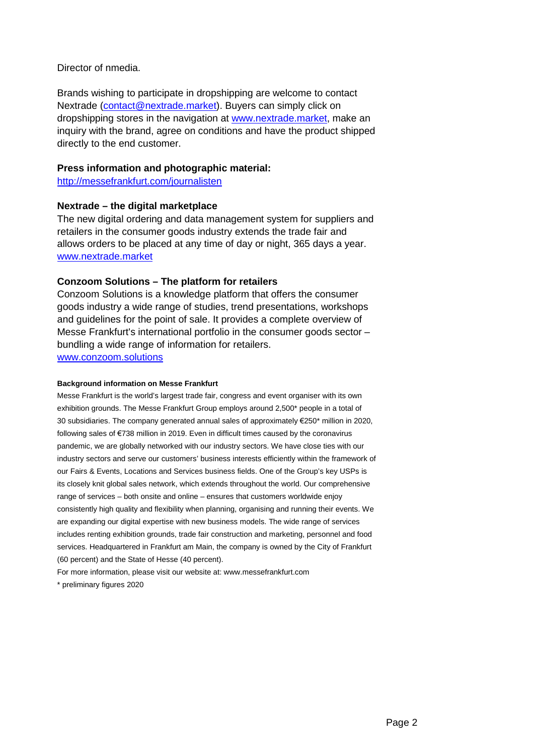Director of nmedia.

Brands wishing to participate in dropshipping are welcome to contact Nextrade (contact@nextrade.market). Buyers can simply click on dropshipping stores in the navigation at www.nextrade.market, make an inquiry with the brand, agree on conditions and have the product shipped directly to the end customer.

**Press information and photographic material:**
http://messefrankfurt.com/journalisten

**Nextrade – the digital marketplace**
The new digital ordering and data management system for suppliers and retailers in the consumer goods industry extends the trade fair and allows orders to be placed at any time of day or night, 365 days a year.
www.nextrade.market

**Conzoom Solutions – The platform for retailers**
Conzoom Solutions is a knowledge platform that offers the consumer goods industry a wide range of studies, trend presentations, workshops and guidelines for the point of sale. It provides a complete overview of Messe Frankfurt's international portfolio in the consumer goods sector – bundling a wide range of information for retailers.
www.conzoom.solutions

**Background information on Messe Frankfurt**
Messe Frankfurt is the world's largest trade fair, congress and event organiser with its own exhibition grounds. The Messe Frankfurt Group employs around 2,500* people in a total of 30 subsidiaries. The company generated annual sales of approximately €250* million in 2020, following sales of €738 million in 2019. Even in difficult times caused by the coronavirus pandemic, we are globally networked with our industry sectors. We have close ties with our industry sectors and serve our customers' business interests efficiently within the framework of our Fairs & Events, Locations and Services business fields. One of the Group's key USPs is its closely knit global sales network, which extends throughout the world. Our comprehensive range of services – both onsite and online – ensures that customers worldwide enjoy consistently high quality and flexibility when planning, organising and running their events. We are expanding our digital expertise with new business models. The wide range of services includes renting exhibition grounds, trade fair construction and marketing, personnel and food services. Headquartered in Frankfurt am Main, the company is owned by the City of Frankfurt (60 percent) and the State of Hesse (40 percent).
For more information, please visit our website at: www.messefrankfurt.com
* preliminary figures 2020